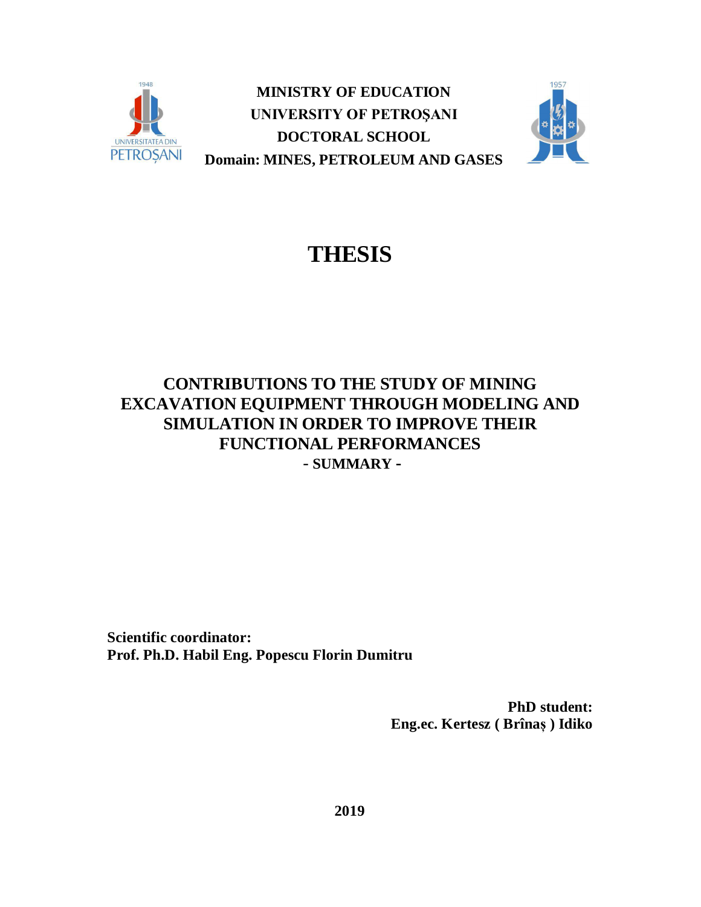**MINISTRY OF EDUCATION**
**UNIVERSITY OF PETROŞANI**
**DOCTORAL SCHOOL**
**Domain: MINES, PETROLEUM AND GASES**

# THESIS

## CONTRIBUTIONS TO THE STUDY OF MINING EXCAVATION EQUIPMENT THROUGH MODELING AND SIMULATION IN ORDER TO IMPROVE THEIR FUNCTIONAL PERFORMANCES

**- SUMMARY -**

**Scientific coordinator:**
**Prof. Ph.D. Habil Eng. Popescu Florin Dumitru**

**PhD student:**
**Eng.ec. Kertesz ( Brînaș ) Idiko**

**2019**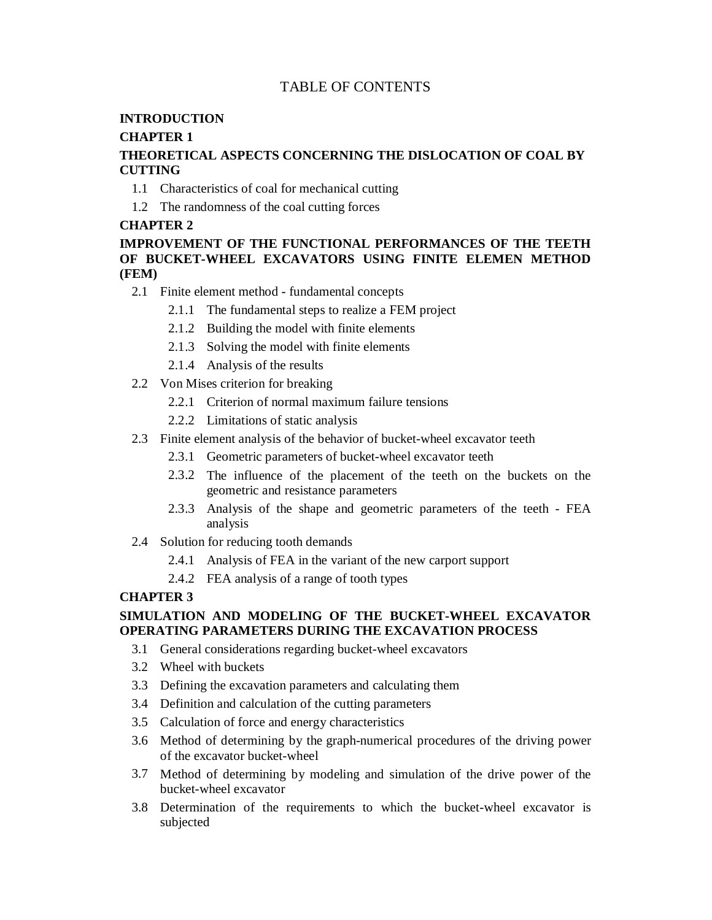# TABLE OF CONTENTS

**INTRODUCTION**

**CHAPTER 1**

**THEORETICAL ASPECTS CONCERNING THE DISLOCATION OF COAL BY CUTTING**

- 1.1 Characteristics of coal for mechanical cutting
- 1.2 The randomness of the coal cutting forces

**CHAPTER 2**

**IMPROVEMENT OF THE FUNCTIONAL PERFORMANCES OF THE TEETH OF BUCKET-WHEEL EXCAVATORS USING FINITE ELEMEN METHOD (FEM)**

- 2.1 Finite element method - fundamental concepts
  - 2.1.1 The fundamental steps to realize a FEM project
  - 2.1.2 Building the model with finite elements
  - 2.1.3 Solving the model with finite elements
  - 2.1.4 Analysis of the results
- 2.2 Von Mises criterion for breaking
  - 2.2.1 Criterion of normal maximum failure tensions
  - 2.2.2 Limitations of static analysis
- 2.3 Finite element analysis of the behavior of bucket-wheel excavator teeth
  - 2.3.1 Geometric parameters of bucket-wheel excavator teeth
  - 2.3.2 The influence of the placement of the teeth on the buckets on the geometric and resistance parameters
  - 2.3.3 Analysis of the shape and geometric parameters of the teeth - FEA analysis
- 2.4 Solution for reducing tooth demands
  - 2.4.1 Analysis of FEA in the variant of the new carport support
  - 2.4.2 FEA analysis of a range of tooth types

**CHAPTER 3**

**SIMULATION AND MODELING OF THE BUCKET-WHEEL EXCAVATOR OPERATING PARAMETERS DURING THE EXCAVATION PROCESS**

- 3.1 General considerations regarding bucket-wheel excavators
- 3.2 Wheel with buckets
- 3.3 Defining the excavation parameters and calculating them
- 3.4 Definition and calculation of the cutting parameters
- 3.5 Calculation of force and energy characteristics
- 3.6 Method of determining by the graph-numerical procedures of the driving power of the excavator bucket-wheel
- 3.7 Method of determining by modeling and simulation of the drive power of the bucket-wheel excavator
- 3.8 Determination of the requirements to which the bucket-wheel excavator is subjected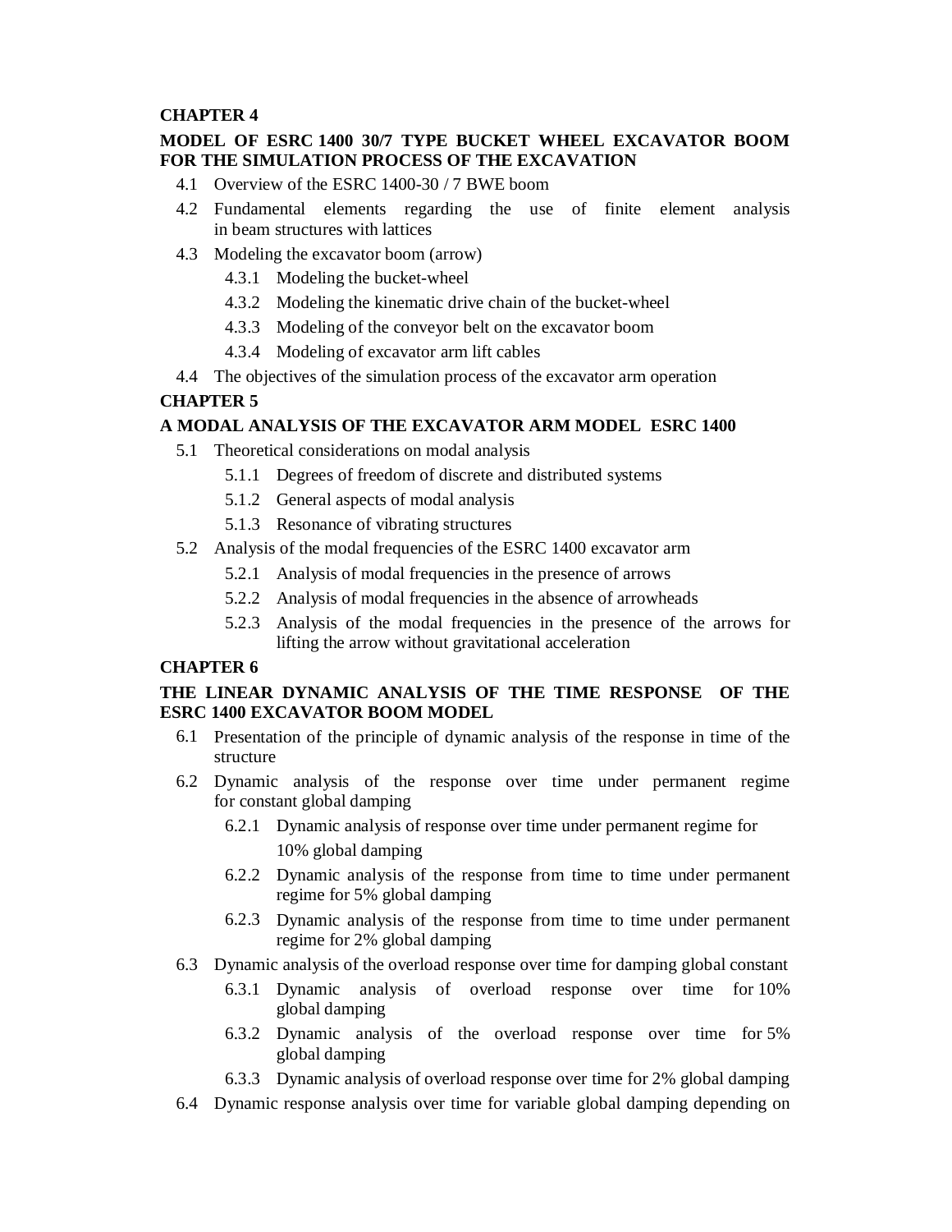**CHAPTER 4**

**MODEL OF ESRC 1400 30/7 TYPE BUCKET WHEEL EXCAVATOR BOOM FOR THE SIMULATION PROCESS OF THE EXCAVATION**

- 4.1 Overview of the ESRC 1400-30 / 7 BWE boom
- 4.2 Fundamental elements regarding the use of finite element analysis in beam structures with lattices
- 4.3 Modeling the excavator boom (arrow)
  - 4.3.1 Modeling the bucket-wheel
  - 4.3.2 Modeling the kinematic drive chain of the bucket-wheel
  - 4.3.3 Modeling of the conveyor belt on the excavator boom
  - 4.3.4 Modeling of excavator arm lift cables
- 4.4 The objectives of the simulation process of the excavator arm operation

**CHAPTER 5**

**A MODAL ANALYSIS OF THE EXCAVATOR ARM MODEL ESRC 1400**

- 5.1 Theoretical considerations on modal analysis
  - 5.1.1 Degrees of freedom of discrete and distributed systems
  - 5.1.2 General aspects of modal analysis
  - 5.1.3 Resonance of vibrating structures
- 5.2 Analysis of the modal frequencies of the ESRC 1400 excavator arm
  - 5.2.1 Analysis of modal frequencies in the presence of arrows
  - 5.2.2 Analysis of modal frequencies in the absence of arrowheads
  - 5.2.3 Analysis of the modal frequencies in the presence of the arrows for lifting the arrow without gravitational acceleration

**CHAPTER 6**

**THE LINEAR DYNAMIC ANALYSIS OF THE TIME RESPONSE OF THE ESRC 1400 EXCAVATOR BOOM MODEL**

- 6.1 Presentation of the principle of dynamic analysis of the response in time of the structure
- 6.2 Dynamic analysis of the response over time under permanent regime for constant global damping
  - 6.2.1 Dynamic analysis of response over time under permanent regime for 10% global damping
  - 6.2.2 Dynamic analysis of the response from time to time under permanent regime for 5% global damping
  - 6.2.3 Dynamic analysis of the response from time to time under permanent regime for 2% global damping
- 6.3 Dynamic analysis of the overload response over time for damping global constant
  - 6.3.1 Dynamic analysis of overload response over time for 10% global damping
  - 6.3.2 Dynamic analysis of the overload response over time for 5% global damping
  - 6.3.3 Dynamic analysis of overload response over time for 2% global damping
- 6.4 Dynamic response analysis over time for variable global damping depending on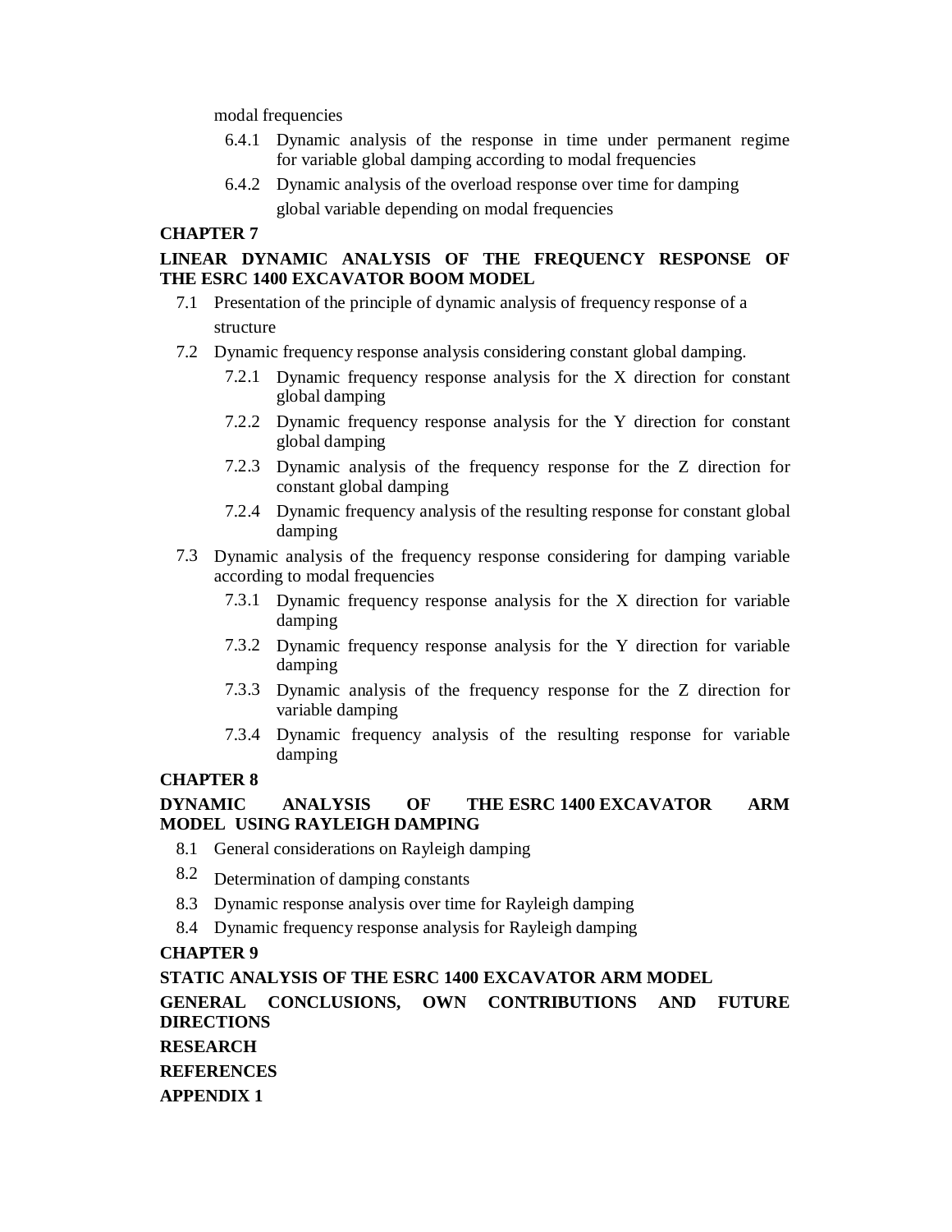modal frequencies

- 6.4.1 Dynamic analysis of the response in time under permanent regime for variable global damping according to modal frequencies
- 6.4.2 Dynamic analysis of the overload response over time for damping global variable depending on modal frequencies

**CHAPTER 7**

**LINEAR DYNAMIC ANALYSIS OF THE FREQUENCY RESPONSE OF THE ESRC 1400 EXCAVATOR BOOM MODEL**

- 7.1 Presentation of the principle of dynamic analysis of frequency response of a structure
- 7.2 Dynamic frequency response analysis considering constant global damping.
  - 7.2.1 Dynamic frequency response analysis for the X direction for constant global damping
  - 7.2.2 Dynamic frequency response analysis for the Y direction for constant global damping
  - 7.2.3 Dynamic analysis of the frequency response for the Z direction for constant global damping
  - 7.2.4 Dynamic frequency analysis of the resulting response for constant global damping
- 7.3 Dynamic analysis of the frequency response considering for damping variable according to modal frequencies
  - 7.3.1 Dynamic frequency response analysis for the X direction for variable damping
  - 7.3.2 Dynamic frequency response analysis for the Y direction for variable damping
  - 7.3.3 Dynamic analysis of the frequency response for the Z direction for variable damping
  - 7.3.4 Dynamic frequency analysis of the resulting response for variable damping

**CHAPTER 8**

**DYNAMIC ANALYSIS OF THE ESRC 1400 EXCAVATOR ARM MODEL USING RAYLEIGH DAMPING**

- 8.1 General considerations on Rayleigh damping
- 8.2 Determination of damping constants
- 8.3 Dynamic response analysis over time for Rayleigh damping
- 8.4 Dynamic frequency response analysis for Rayleigh damping

**CHAPTER 9**

**STATIC ANALYSIS OF THE ESRC 1400 EXCAVATOR ARM MODEL**

**GENERAL CONCLUSIONS, OWN CONTRIBUTIONS AND FUTURE DIRECTIONS**

**RESEARCH**

**REFERENCES**

**APPENDIX 1**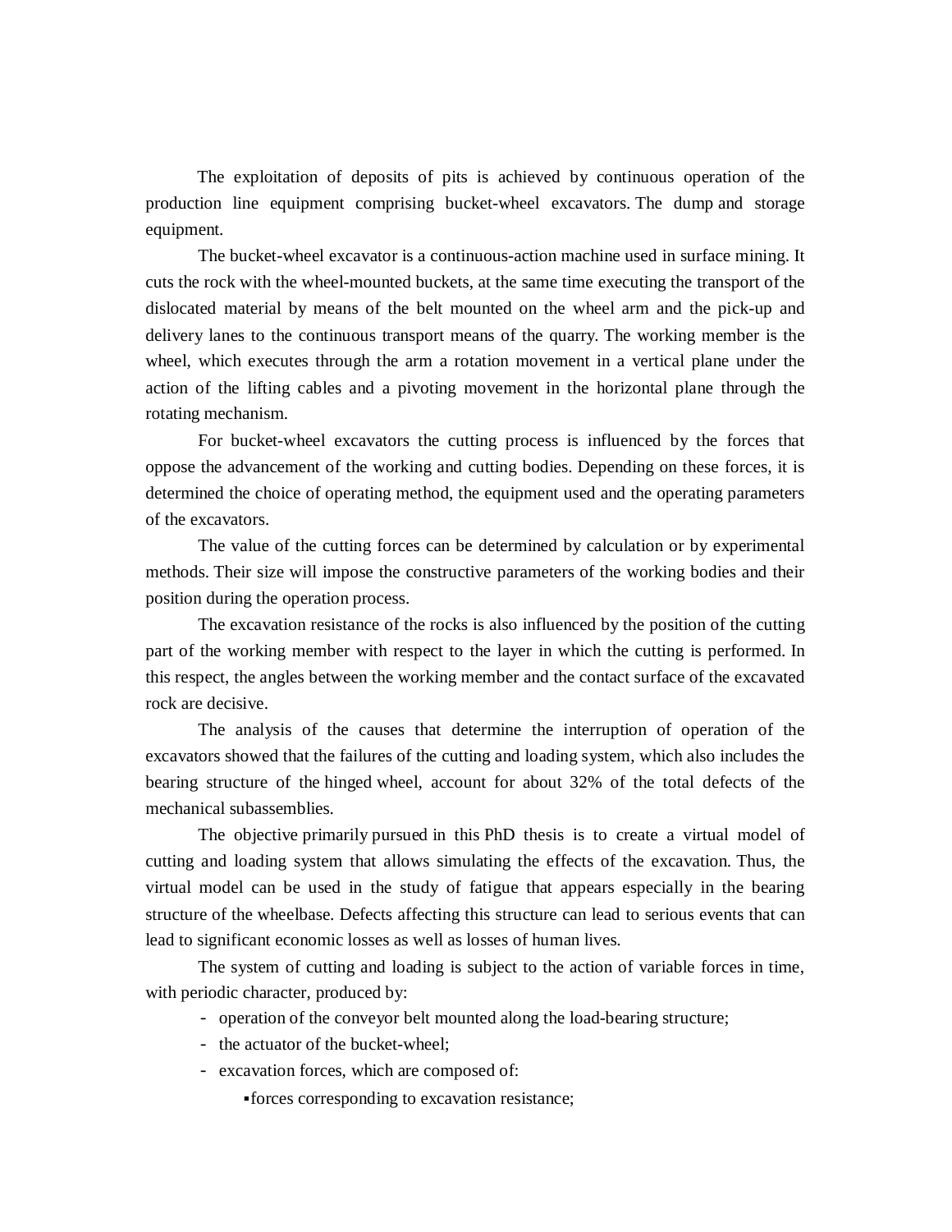The exploitation of deposits of pits is achieved by continuous operation of the production line equipment comprising bucket-wheel excavators. The dump and storage equipment.

The bucket-wheel excavator is a continuous-action machine used in surface mining. It cuts the rock with the wheel-mounted buckets, at the same time executing the transport of the dislocated material by means of the belt mounted on the wheel arm and the pick-up and delivery lanes to the continuous transport means of the quarry. The working member is the wheel, which executes through the arm a rotation movement in a vertical plane under the action of the lifting cables and a pivoting movement in the horizontal plane through the rotating mechanism.

For bucket-wheel excavators the cutting process is influenced by the forces that oppose the advancement of the working and cutting bodies. Depending on these forces, it is determined the choice of operating method, the equipment used and the operating parameters of the excavators.

The value of the cutting forces can be determined by calculation or by experimental methods. Their size will impose the constructive parameters of the working bodies and their position during the operation process.

The excavation resistance of the rocks is also influenced by the position of the cutting part of the working member with respect to the layer in which the cutting is performed. In this respect, the angles between the working member and the contact surface of the excavated rock are decisive.

The analysis of the causes that determine the interruption of operation of the excavators showed that the failures of the cutting and loading system, which also includes the bearing structure of the hinged wheel, account for about 32% of the total defects of the mechanical subassemblies.

The objective primarily pursued in this PhD thesis is to create a virtual model of cutting and loading system that allows simulating the effects of the excavation. Thus, the virtual model can be used in the study of fatigue that appears especially in the bearing structure of the wheelbase. Defects affecting this structure can lead to serious events that can lead to significant economic losses as well as losses of human lives.

The system of cutting and loading is subject to the action of variable forces in time, with periodic character, produced by:

- operation of the conveyor belt mounted along the load-bearing structure;
- the actuator of the bucket-wheel;
- excavation forces, which are composed of:
    - forces corresponding to excavation resistance;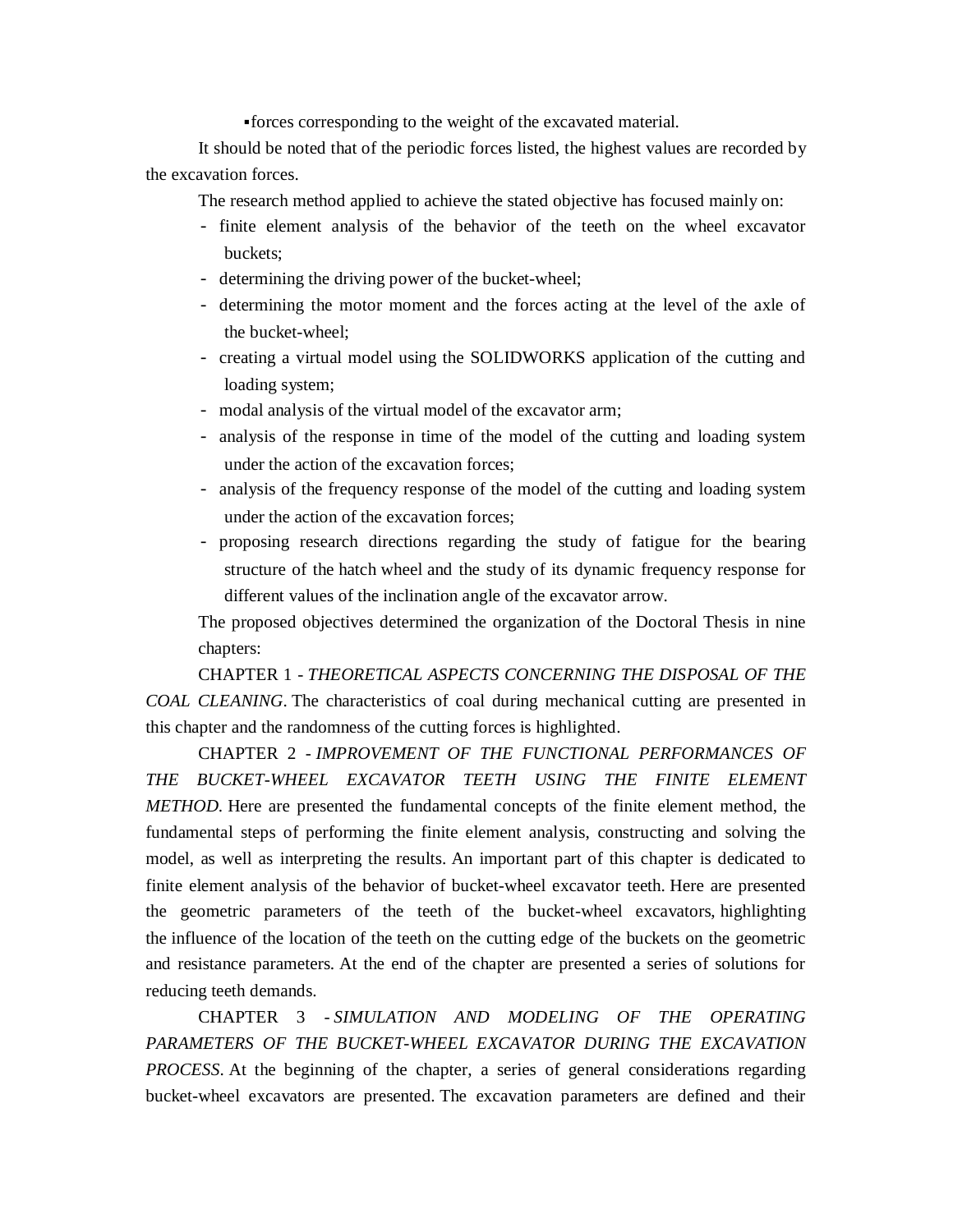▪forces corresponding to the weight of the excavated material.

It should be noted that of the periodic forces listed, the highest values are recorded by the excavation forces.

The research method applied to achieve the stated objective has focused mainly on:

- finite element analysis of the behavior of the teeth on the wheel excavator buckets;
- determining the driving power of the bucket-wheel;
- determining the motor moment and the forces acting at the level of the axle of the bucket-wheel;
- creating a virtual model using the SOLIDWORKS application of the cutting and loading system;
- modal analysis of the virtual model of the excavator arm;
- analysis of the response in time of the model of the cutting and loading system under the action of the excavation forces;
- analysis of the frequency response of the model of the cutting and loading system under the action of the excavation forces;
- proposing research directions regarding the study of fatigue for the bearing structure of the hatch wheel and the study of its dynamic frequency response for different values of the inclination angle of the excavator arrow.

The proposed objectives determined the organization of the Doctoral Thesis in nine chapters:

CHAPTER 1 - *THEORETICAL ASPECTS CONCERNING THE DISPOSAL OF THE COAL CLEANING*. The characteristics of coal during mechanical cutting are presented in this chapter and the randomness of the cutting forces is highlighted.

CHAPTER 2 - *IMPROVEMENT OF THE FUNCTIONAL PERFORMANCES OF THE BUCKET-WHEEL EXCAVATOR TEETH USING THE FINITE ELEMENT METHOD*. Here are presented the fundamental concepts of the finite element method, the fundamental steps of performing the finite element analysis, constructing and solving the model, as well as interpreting the results. An important part of this chapter is dedicated to finite element analysis of the behavior of bucket-wheel excavator teeth. Here are presented the geometric parameters of the teeth of the bucket-wheel excavators, highlighting the influence of the location of the teeth on the cutting edge of the buckets on the geometric and resistance parameters. At the end of the chapter are presented a series of solutions for reducing teeth demands.

CHAPTER 3 - *SIMULATION AND MODELING OF THE OPERATING PARAMETERS OF THE BUCKET-WHEEL EXCAVATOR DURING THE EXCAVATION PROCESS*. At the beginning of the chapter, a series of general considerations regarding bucket-wheel excavators are presented. The excavation parameters are defined and their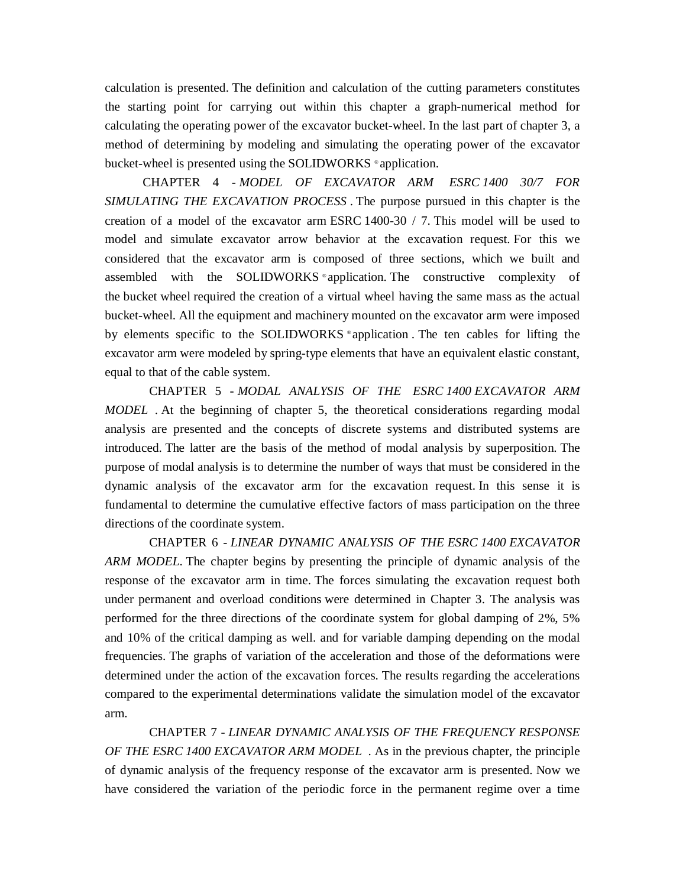calculation is presented. The definition and calculation of the cutting parameters constitutes the starting point for carrying out within this chapter a graph-numerical method for calculating the operating power of the excavator bucket-wheel. In the last part of chapter 3, a method of determining by modeling and simulating the operating power of the excavator bucket-wheel is presented using the SOLIDWORKS ® application.

CHAPTER 4 - *MODEL OF EXCAVATOR ARM ESRC 1400 30/7 FOR SIMULATING THE EXCAVATION PROCESS* . The purpose pursued in this chapter is the creation of a model of the excavator arm ESRC 1400-30 / 7. This model will be used to model and simulate excavator arrow behavior at the excavation request. For this we considered that the excavator arm is composed of three sections, which we built and assembled with the SOLIDWORKS ® application. The constructive complexity of the bucket wheel required the creation of a virtual wheel having the same mass as the actual bucket-wheel. All the equipment and machinery mounted on the excavator arm were imposed by elements specific to the SOLIDWORKS ® application . The ten cables for lifting the excavator arm were modeled by spring-type elements that have an equivalent elastic constant, equal to that of the cable system.

CHAPTER 5 - *MODAL ANALYSIS OF THE ESRC 1400 EXCAVATOR ARM MODEL* . At the beginning of chapter 5, the theoretical considerations regarding modal analysis are presented and the concepts of discrete systems and distributed systems are introduced. The latter are the basis of the method of modal analysis by superposition. The purpose of modal analysis is to determine the number of ways that must be considered in the dynamic analysis of the excavator arm for the excavation request. In this sense it is fundamental to determine the cumulative effective factors of mass participation on the three directions of the coordinate system.

CHAPTER 6 - *LINEAR DYNAMIC ANALYSIS OF THE ESRC 1400 EXCAVATOR ARM MODEL*. The chapter begins by presenting the principle of dynamic analysis of the response of the excavator arm in time. The forces simulating the excavation request both under permanent and overload conditions were determined in Chapter 3. The analysis was performed for the three directions of the coordinate system for global damping of 2%, 5% and 10% of the critical damping as well. and for variable damping depending on the modal frequencies. The graphs of variation of the acceleration and those of the deformations were determined under the action of the excavation forces. The results regarding the accelerations compared to the experimental determinations validate the simulation model of the excavator arm.

CHAPTER 7 - *LINEAR DYNAMIC ANALYSIS OF THE FREQUENCY RESPONSE OF THE ESRC 1400 EXCAVATOR ARM MODEL* . As in the previous chapter, the principle of dynamic analysis of the frequency response of the excavator arm is presented. Now we have considered the variation of the periodic force in the permanent regime over a time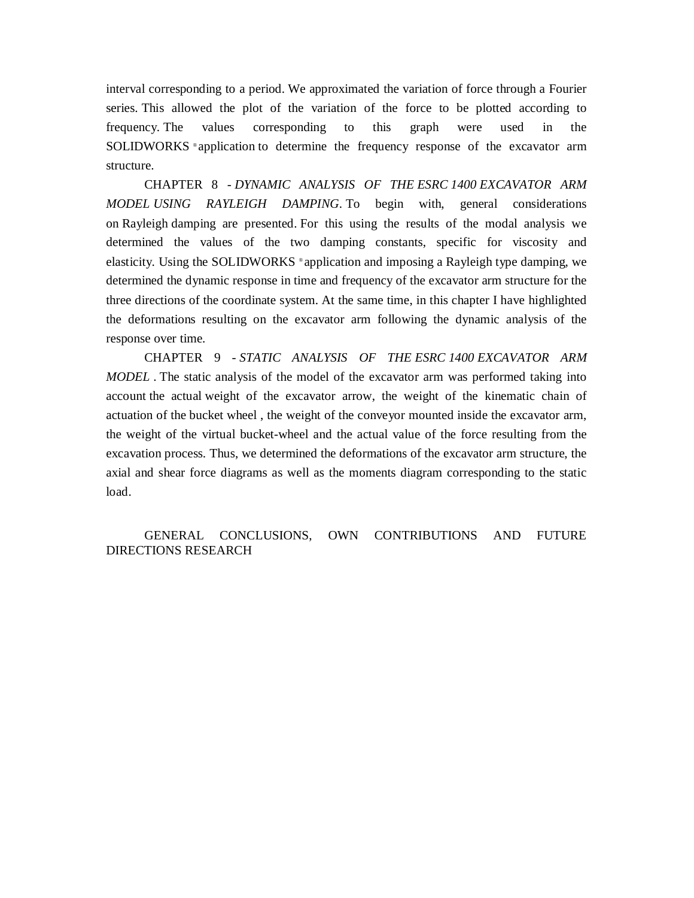interval corresponding to a period. We approximated the variation of force through a Fourier series. This allowed the plot of the variation of the force to be plotted according to frequency. The values corresponding to this graph were used in the SOLIDWORKS ® application to determine the frequency response of the excavator arm structure.

CHAPTER 8 - *DYNAMIC ANALYSIS OF THE ESRC 1400 EXCAVATOR ARM MODEL USING RAYLEIGH DAMPING*. To begin with, general considerations on Rayleigh damping are presented. For this using the results of the modal analysis we determined the values of the two damping constants, specific for viscosity and elasticity. Using the SOLIDWORKS ® application and imposing a Rayleigh type damping, we determined the dynamic response in time and frequency of the excavator arm structure for the three directions of the coordinate system. At the same time, in this chapter I have highlighted the deformations resulting on the excavator arm following the dynamic analysis of the response over time.

CHAPTER 9 - *STATIC ANALYSIS OF THE ESRC 1400 EXCAVATOR ARM MODEL* . The static analysis of the model of the excavator arm was performed taking into account the actual weight of the excavator arrow, the weight of the kinematic chain of actuation of the bucket wheel , the weight of the conveyor mounted inside the excavator arm, the weight of the virtual bucket-wheel and the actual value of the force resulting from the excavation process. Thus, we determined the deformations of the excavator arm structure, the axial and shear force diagrams as well as the moments diagram corresponding to the static load.

GENERAL CONCLUSIONS, OWN CONTRIBUTIONS AND FUTURE DIRECTIONS RESEARCH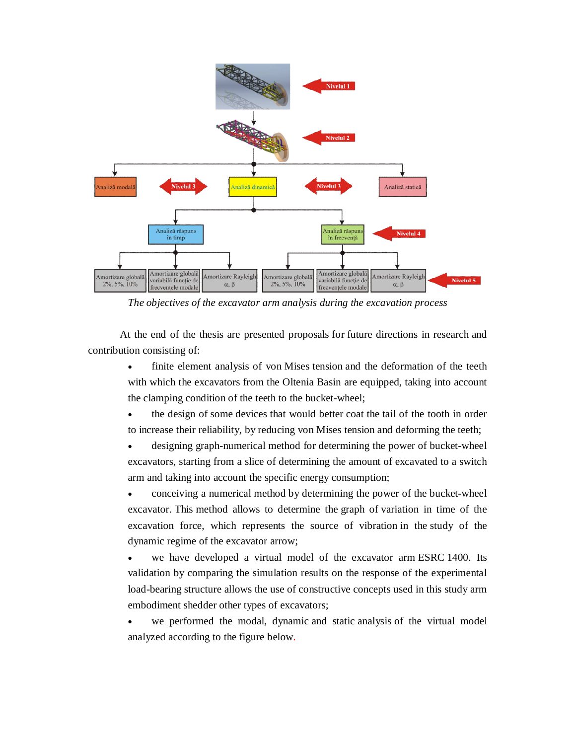Nivelul 1

Nivelul 2

Analiză modală

Nivelul 3

Analiză dinamică

Nivelul 3

Analiză statică

Analiză răspuns în timp

Analiză răspuns în frecvență

Nivelul 4

Amortizare globală 2%, 5%, 10%

Amortizare globală variabilă funcție de frecvențele modale

Amortizare Rayleigh α, β

Amortizare globală 2%, 5%, 10%

Amortizare globală variabilă funcție de frecvențele modale

Amortizare Rayleigh α, β

Nivelul 5

*The objectives of the excavator arm analysis during the excavation process*

At the end of the thesis are presented proposals for future directions in research and contribution consisting of:

- finite element analysis of von Mises tension and the deformation of the teeth with which the excavators from the Oltenia Basin are equipped, taking into account the clamping condition of the teeth to the bucket-wheel;
- the design of some devices that would better coat the tail of the tooth in order to increase their reliability, by reducing von Mises tension and deforming the teeth;
- designing graph-numerical method for determining the power of bucket-wheel excavators, starting from a slice of determining the amount of excavated to a switch arm and taking into account the specific energy consumption;
- conceiving a numerical method by determining the power of the bucket-wheel excavator. This method allows to determine the graph of variation in time of the excavation force, which represents the source of vibration in the study of the dynamic regime of the excavator arrow;
- we have developed a virtual model of the excavator arm ESRC 1400. Its validation by comparing the simulation results on the response of the experimental load-bearing structure allows the use of constructive concepts used in this study arm embodiment shedder other types of excavators;
- we performed the modal, dynamic and static analysis of the virtual model analyzed according to the figure below.